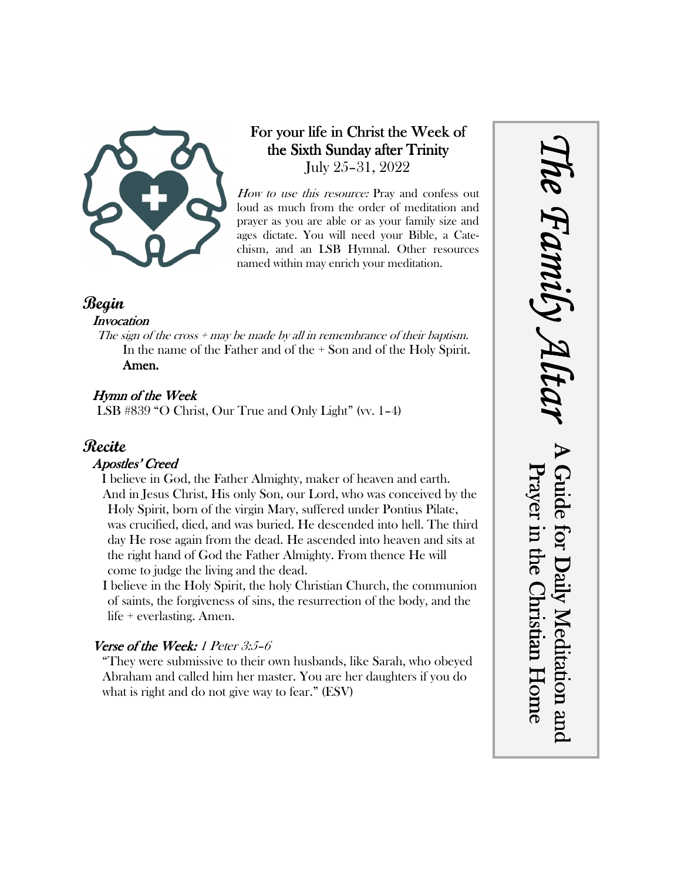# The Family Altar

## A Guide for Daily Meditation and Prayer in the Christian Home

**For your life in Christ the Week of the Sixth Sunday after Trinity**
July 25–31, 2022

*How to use this resource:* Pray and confess out loud as much from the order of meditation and prayer as you are able or as your family size and ages dictate. You will need your Bible, a Catechism, and an LSB Hymnal. Other resources named within may enrich your meditation.

## Begin

### Invocation

*The sign of the cross + may be made by all in remembrance of their baptism.*

In the name of the Father and of the + Son and of the Holy Spirit.
**Amen.**

### Hymn of the Week

LSB #839 "O Christ, Our True and Only Light" (vv. 1–4)

## Recite

### Apostles' Creed

I believe in God, the Father Almighty, maker of heaven and earth.
And in Jesus Christ, His only Son, our Lord, who was conceived by the Holy Spirit, born of the virgin Mary, suffered under Pontius Pilate, was crucified, died, and was buried. He descended into hell. The third day He rose again from the dead. He ascended into heaven and sits at the right hand of God the Father Almighty. From thence He will come to judge the living and the dead.
I believe in the Holy Spirit, the holy Christian Church, the communion of saints, the forgiveness of sins, the resurrection of the body, and the life + everlasting. Amen.

### Verse of the Week: *1 Peter 3:5–6*

"They were submissive to their own husbands, like Sarah, who obeyed Abraham and called him her master. You are her daughters if you do what is right and do not give way to fear." (ESV)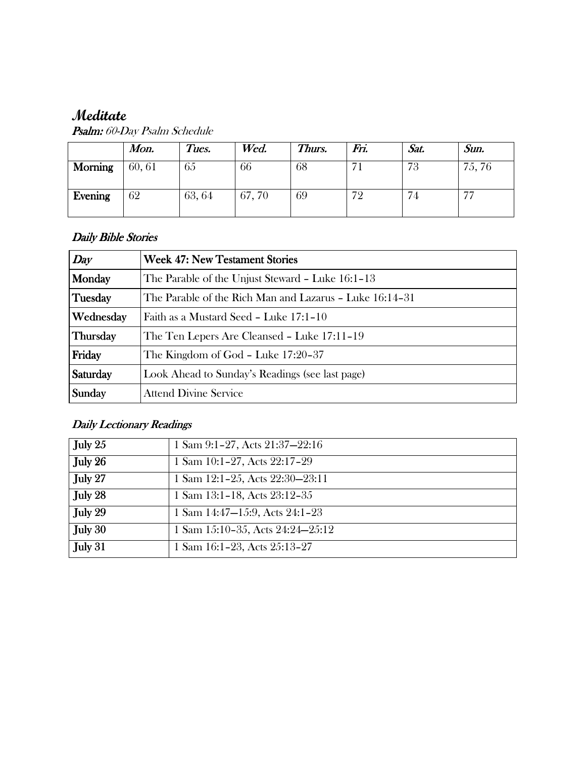# *Meditate*

***Psalm:*** *60-Day Psalm Schedule*

| | *Mon.* | *Tues.* | *Wed.* | *Thurs.* | *Fri.* | *Sat.* | *Sun.* |
|---|---|---|---|---|---|---|---|
| **Morning** | 60, 61 | 65 | 66 | 68 | 71 | 73 | 75, 76 |
| **Evening** | 62 | 63, 64 | 67, 70 | 69 | 72 | 74 | 77 |

### *Daily Bible Stories*

| *Day* | **Week 47: New Testament Stories** |
|---|---|
| **Monday** | The Parable of the Unjust Steward – Luke 16:1–13 |
| **Tuesday** | The Parable of the Rich Man and Lazarus – Luke 16:14–31 |
| **Wednesday** | Faith as a Mustard Seed – Luke 17:1–10 |
| **Thursday** | The Ten Lepers Are Cleansed – Luke 17:11–19 |
| **Friday** | The Kingdom of God – Luke 17:20–37 |
| **Saturday** | Look Ahead to Sunday's Readings (see last page) |
| **Sunday** | Attend Divine Service |

### *Daily Lectionary Readings*

| | |
|---|---|
| **July 25** | 1 Sam 9:1–27, Acts 21:37—22:16 |
| **July 26** | 1 Sam 10:1–27, Acts 22:17–29 |
| **July 27** | 1 Sam 12:1–25, Acts 22:30—23:11 |
| **July 28** | 1 Sam 13:1–18, Acts 23:12–35 |
| **July 29** | 1 Sam 14:47—15:9, Acts 24:1–23 |
| **July 30** | 1 Sam 15:10–35, Acts 24:24—25:12 |
| **July 31** | 1 Sam 16:1–23, Acts 25:13–27 |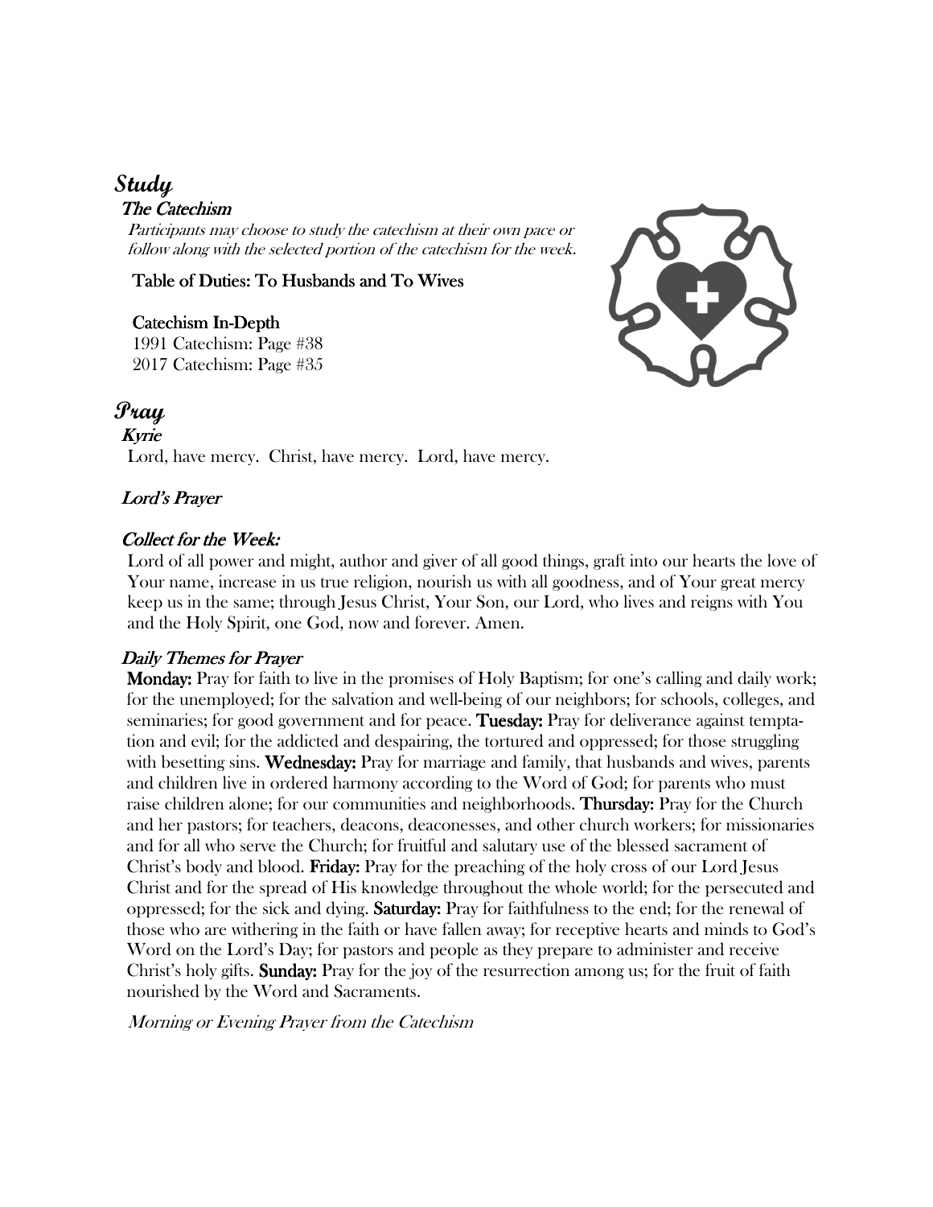# *Study*

### *The Catechism*

*Participants may choose to study the catechism at their own pace or follow along with the selected portion of the catechism for the week.*

Table of Duties: To Husbands and To Wives

Catechism In-Depth
1991 Catechism: Page #38
2017 Catechism: Page #35

# *Pray*

### *Kyrie*

Lord, have mercy. Christ, have mercy. Lord, have mercy.

### *Lord's Prayer*

### *Collect for the Week:*

Lord of all power and might, author and giver of all good things, graft into our hearts the love of Your name, increase in us true religion, nourish us with all goodness, and of Your great mercy keep us in the same; through Jesus Christ, Your Son, our Lord, who lives and reigns with You and the Holy Spirit, one God, now and forever. Amen.

### *Daily Themes for Prayer*

**Monday:** Pray for faith to live in the promises of Holy Baptism; for one's calling and daily work; for the unemployed; for the salvation and well-being of our neighbors; for schools, colleges, and seminaries; for good government and for peace. **Tuesday:** Pray for deliverance against temptation and evil; for the addicted and despairing, the tortured and oppressed; for those struggling with besetting sins. **Wednesday:** Pray for marriage and family, that husbands and wives, parents and children live in ordered harmony according to the Word of God; for parents who must raise children alone; for our communities and neighborhoods. **Thursday:** Pray for the Church and her pastors; for teachers, deacons, deaconesses, and other church workers; for missionaries and for all who serve the Church; for fruitful and salutary use of the blessed sacrament of Christ's body and blood. **Friday:** Pray for the preaching of the holy cross of our Lord Jesus Christ and for the spread of His knowledge throughout the whole world; for the persecuted and oppressed; for the sick and dying. **Saturday:** Pray for faithfulness to the end; for the renewal of those who are withering in the faith or have fallen away; for receptive hearts and minds to God's Word on the Lord's Day; for pastors and people as they prepare to administer and receive Christ's holy gifts. **Sunday:** Pray for the joy of the resurrection among us; for the fruit of faith nourished by the Word and Sacraments.

*Morning or Evening Prayer from the Catechism*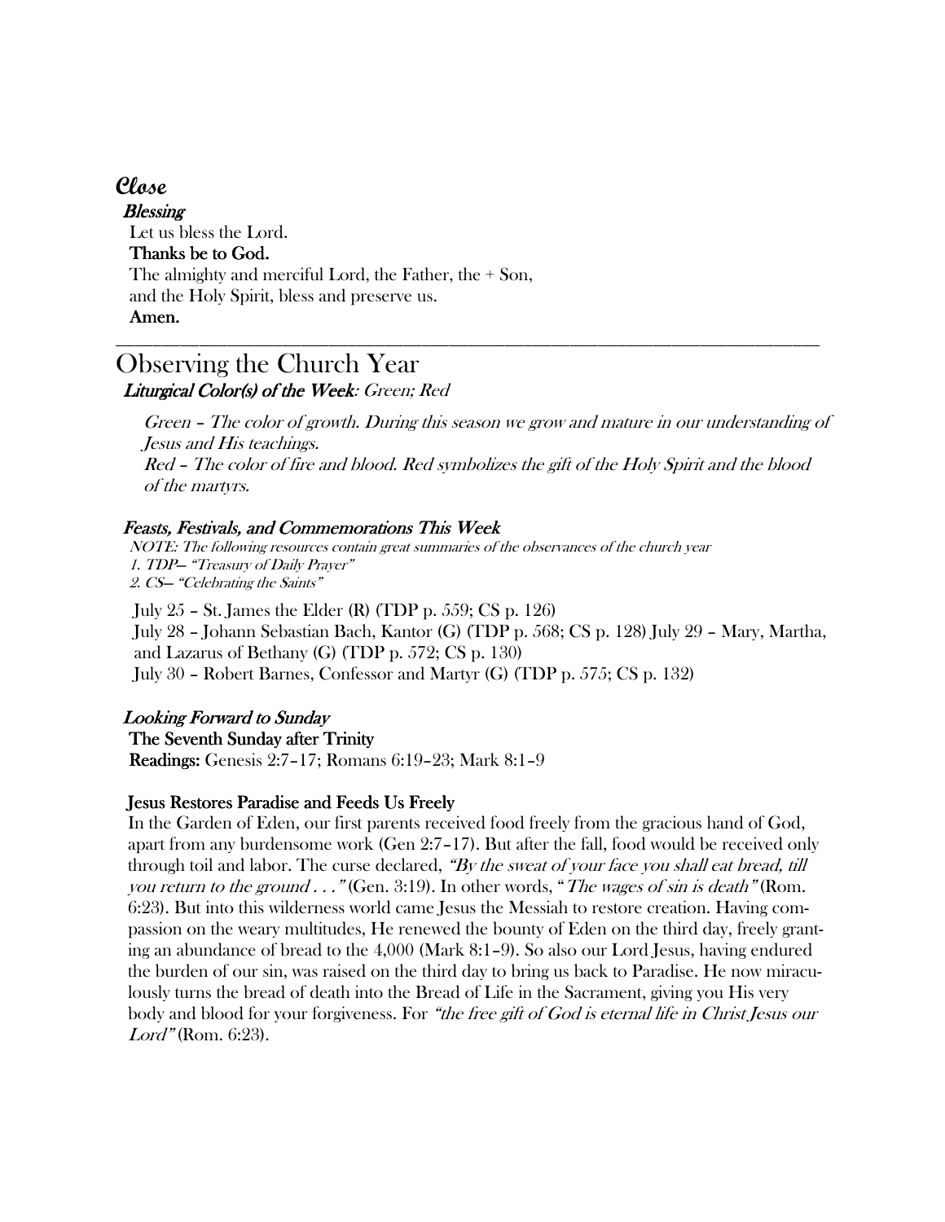## Close

***Blessing***

Let us bless the Lord.
**Thanks be to God.**
The almighty and merciful Lord, the Father, the + Son,
and the Holy Spirit, bless and preserve us.
**Amen.**

---

# Observing the Church Year

***Liturgical Color(s) of the Week**: Green; Red*

*Green – The color of growth. During this season we grow and mature in our understanding of Jesus and His teachings.*
*Red – The color of fire and blood. Red symbolizes the gift of the Holy Spirit and the blood of the martyrs.*

***Feasts, Festivals, and Commemorations This Week***

*NOTE: The following resources contain great summaries of the observances of the church year*
*1. TDP— "Treasury of Daily Prayer"*
*2. CS— "Celebrating the Saints"*

July 25 – St. James the Elder (R) (TDP p. 559; CS p. 126)
July 28 – Johann Sebastian Bach, Kantor (G) (TDP p. 568; CS p. 128) July 29 – Mary, Martha, and Lazarus of Bethany (G) (TDP p. 572; CS p. 130)
July 30 – Robert Barnes, Confessor and Martyr (G) (TDP p. 575; CS p. 132)

***Looking Forward to Sunday***

**The Seventh Sunday after Trinity**
**Readings:** Genesis 2:7–17; Romans 6:19–23; Mark 8:1–9

**Jesus Restores Paradise and Feeds Us Freely**

In the Garden of Eden, our first parents received food freely from the gracious hand of God, apart from any burdensome work (Gen 2:7–17). But after the fall, food would be received only through toil and labor. The curse declared, *"By the sweat of your face you shall eat bread, till you return to the ground . . ."* (Gen. 3:19). In other words, "*The wages of sin is death"* (Rom. 6:23). But into this wilderness world came Jesus the Messiah to restore creation. Having compassion on the weary multitudes, He renewed the bounty of Eden on the third day, freely granting an abundance of bread to the 4,000 (Mark 8:1–9). So also our Lord Jesus, having endured the burden of our sin, was raised on the third day to bring us back to Paradise. He now miraculously turns the bread of death into the Bread of Life in the Sacrament, giving you His very body and blood for your forgiveness. For *"the free gift of God is eternal life in Christ Jesus our Lord"* (Rom. 6:23).